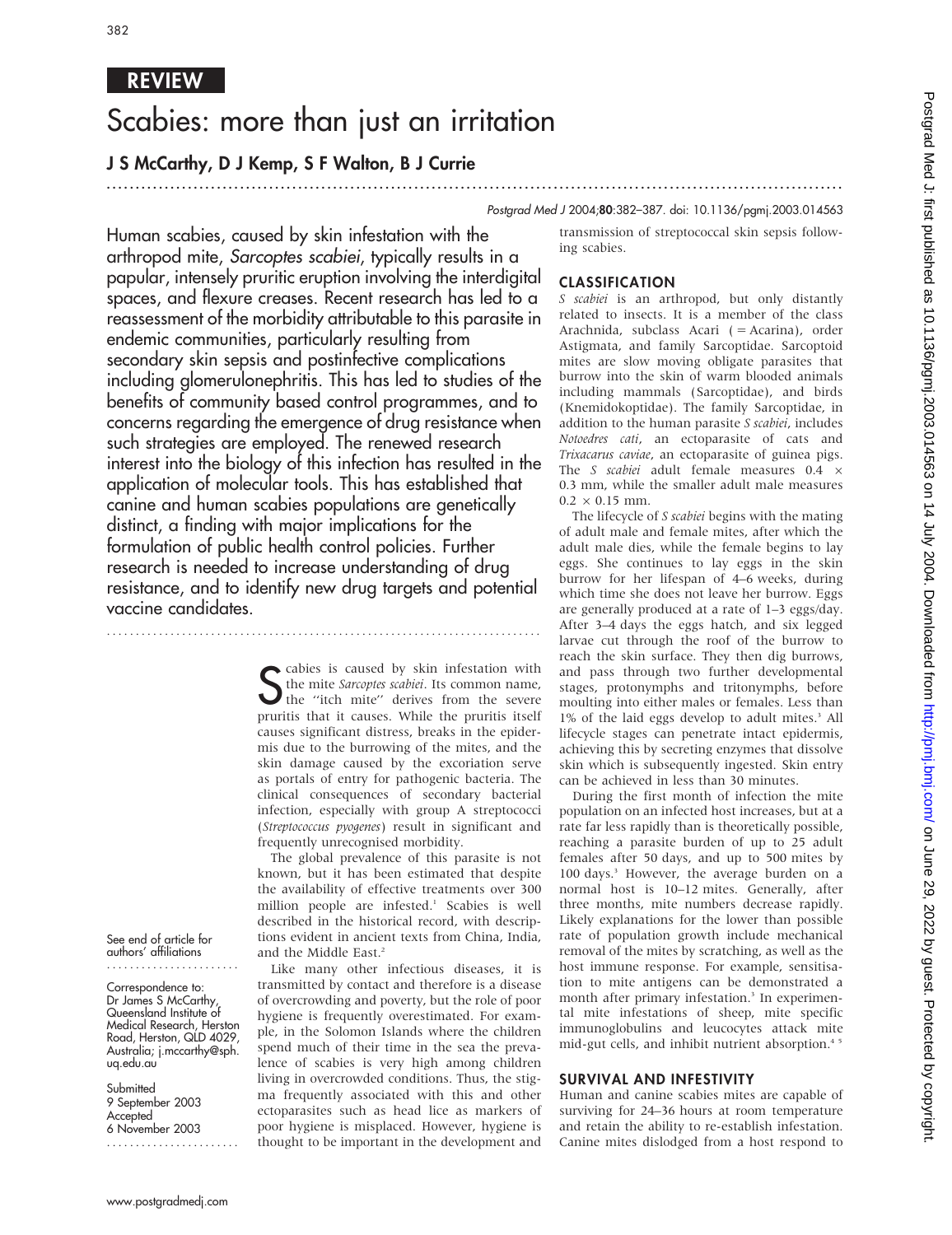REVIEW

# Scabies: more than just an irritation

**J S McCarthy, D J Kemp, S F Walton, B J Currie**

Postgrad Med J 2004;**80**:382–387. doi: 10.1136/pgmj.2003.014563

Human scabies, caused by skin infestation with the arthropod mite, *Sarcoptes scabiei*, typically results in a papular, intensely pruritic eruption involving the interdigital spaces, and flexure creases. Recent research has led to a reassessment of the morbidity attributable to this parasite in endemic communities, particularly resulting from secondary skin sepsis and postinfective complications including glomerulonephritis. This has led to studies of the benefits of community based control programmes, and to concerns regarding the emergence of drug resistance when such strategies are employed. The renewed research interest into the biology of this infection has resulted in the application of molecular tools. This has established that canine and human scabies populations are genetically distinct, a finding with major implications for the formulation of public health control policies. Further research is needed to increase understanding of drug resistance, and to identify new drug targets and potential vaccine candidates.

See end of article for authors' affiliations

Correspondence to: Dr James S McCarthy, Queensland Institute of Medical Research, Herston Road, Herston, QLD 4029, Australia; j.mccarthy@sph.uq.edu.au

Submitted 9 September 2003
Accepted 6 November 2003

Scabies is caused by skin infestation with the mite *Sarcoptes scabiei*. Its common name, the "itch mite" derives from the severe pruritis that it causes. While the pruritis itself causes significant distress, breaks in the epidermis due to the burrowing of the mites, and the skin damage caused by the excoriation serve as portals of entry for pathogenic bacteria. The clinical consequences of secondary bacterial infection, especially with group A streptococci (*Streptococcus pyogenes*) result in significant and frequently unrecognised morbidity.

The global prevalence of this parasite is not known, but it has been estimated that despite the availability of effective treatments over 300 million people are infested.[1] Scabies is well described in the historical record, with descriptions evident in ancient texts from China, India, and the Middle East.[2]

Like many other infectious diseases, it is transmitted by contact and therefore is a disease of overcrowding and poverty, but the role of poor hygiene is frequently overestimated. For example, in the Solomon Islands where the children spend much of their time in the sea the prevalence of scabies is very high among children living in overcrowded conditions. Thus, the stigma frequently associated with this and other ectoparasites such as head lice as markers of poor hygiene is misplaced. However, hygiene is thought to be important in the development and transmission of streptococcal skin sepsis following scabies.

## CLASSIFICATION

*S scabiei* is an arthropod, but only distantly related to insects. It is a member of the class Arachnida, subclass Acari ( = Acarina), order Astigmata, and family Sarcoptidae. Sarcoptoid mites are slow moving obligate parasites that burrow into the skin of warm blooded animals including mammals (Sarcoptidae), and birds (Knemidokoptidae). The family Sarcoptidae, in addition to the human parasite *S scabiei*, includes *Notoedres cati*, an ectoparasite of cats and *Trixacarus caviae*, an ectoparasite of guinea pigs. The *S scabiei* adult female measures 0.4 × 0.3 mm, while the smaller adult male measures 0.2 × 0.15 mm.

The lifecycle of *S scabiei* begins with the mating of adult male and female mites, after which the adult male dies, while the female begins to lay eggs. She continues to lay eggs in the skin burrow for her lifespan of 4–6 weeks, during which time she does not leave her burrow. Eggs are generally produced at a rate of 1–3 eggs/day. After 3–4 days the eggs hatch, and six legged larvae cut through the roof of the burrow to reach the skin surface. They then dig burrows, and pass through two further developmental stages, protonymphs and tritonymphs, before moulting into either males or females. Less than 1% of the laid eggs develop to adult mites.[3] All lifecycle stages can penetrate intact epidermis, achieving this by secreting enzymes that dissolve skin which is subsequently ingested. Skin entry can be achieved in less than 30 minutes.

During the first month of infection the mite population on an infected host increases, but at a rate far less rapidly than is theoretically possible, reaching a parasite burden of up to 25 adult females after 50 days, and up to 500 mites by 100 days.[3] However, the average burden on a normal host is 10–12 mites. Generally, after three months, mite numbers decrease rapidly. Likely explanations for the lower than possible rate of population growth include mechanical removal of the mites by scratching, as well as the host immune response. For example, sensitisation to mite antigens can be demonstrated a month after primary infestation.[3] In experimental mite infestations of sheep, mite specific immunoglobulins and leucocytes attack mite mid-gut cells, and inhibit nutrient absorption.[4,5]

## SURVIVAL AND INFESTIVITY

Human and canine scabies mites are capable of surviving for 24–36 hours at room temperature and retain the ability to re-establish infestation. Canine mites dislodged from a host respond to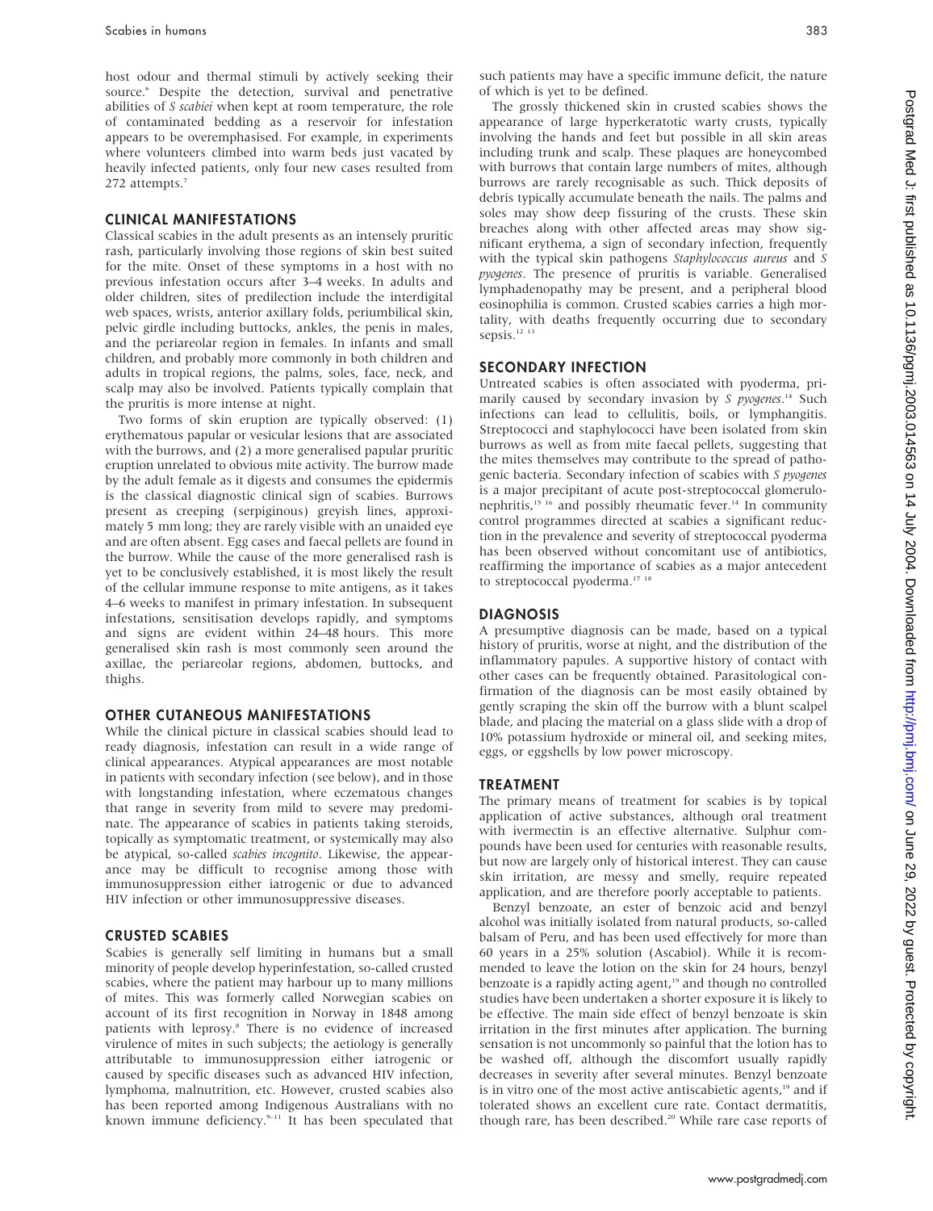host odour and thermal stimuli by actively seeking their source.[6] Despite the detection, survival and penetrative abilities of *S scabiei* when kept at room temperature, the role of contaminated bedding as a reservoir for infestation appears to be overemphasised. For example, in experiments where volunteers climbed into warm beds just vacated by heavily infected patients, only four new cases resulted from 272 attempts.[7]

## CLINICAL MANIFESTATIONS

Classical scabies in the adult presents as an intensely pruritic rash, particularly involving those regions of skin best suited for the mite. Onset of these symptoms in a host with no previous infestation occurs after 3–4 weeks. In adults and older children, sites of predilection include the interdigital web spaces, wrists, anterior axillary folds, periumbilical skin, pelvic girdle including buttocks, ankles, the penis in males, and the periareolar region in females. In infants and small children, and probably more commonly in both children and adults in tropical regions, the palms, soles, face, neck, and scalp may also be involved. Patients typically complain that the pruritis is more intense at night.

Two forms of skin eruption are typically observed: (1) erythematous papular or vesicular lesions that are associated with the burrows, and (2) a more generalised papular pruritic eruption unrelated to obvious mite activity. The burrow made by the adult female as it digests and consumes the epidermis is the classical diagnostic clinical sign of scabies. Burrows present as creeping (serpiginous) greyish lines, approximately 5 mm long; they are rarely visible with an unaided eye and are often absent. Egg cases and faecal pellets are found in the burrow. While the cause of the more generalised rash is yet to be conclusively established, it is most likely the result of the cellular immune response to mite antigens, as it takes 4–6 weeks to manifest in primary infestation. In subsequent infestations, sensitisation develops rapidly, and symptoms and signs are evident within 24–48 hours. This more generalised skin rash is most commonly seen around the axillae, the periareolar regions, abdomen, buttocks, and thighs.

## OTHER CUTANEOUS MANIFESTATIONS

While the clinical picture in classical scabies should lead to ready diagnosis, infestation can result in a wide range of clinical appearances. Atypical appearances are most notable in patients with secondary infection (see below), and in those with longstanding infestation, where eczematous changes that range in severity from mild to severe may predominate. The appearance of scabies in patients taking steroids, topically as symptomatic treatment, or systemically may also be atypical, so-called *scabies incognito*. Likewise, the appearance may be difficult to recognise among those with immunosuppression either iatrogenic or due to advanced HIV infection or other immunosuppressive diseases.

## CRUSTED SCABIES

Scabies is generally self limiting in humans but a small minority of people develop hyperinfestation, so-called crusted scabies, where the patient may harbour up to many millions of mites. This was formerly called Norwegian scabies on account of its first recognition in Norway in 1848 among patients with leprosy.[8] There is no evidence of increased virulence of mites in such subjects; the aetiology is generally attributable to immunosuppression either iatrogenic or caused by specific diseases such as advanced HIV infection, lymphoma, malnutrition, etc. However, crusted scabies also has been reported among Indigenous Australians with no known immune deficiency.[9–11] It has been speculated that such patients may have a specific immune deficit, the nature of which is yet to be defined.

The grossly thickened skin in crusted scabies shows the appearance of large hyperkeratotic warty crusts, typically involving the hands and feet but possible in all skin areas including trunk and scalp. These plaques are honeycombed with burrows that contain large numbers of mites, although burrows are rarely recognisable as such. Thick deposits of debris typically accumulate beneath the nails. The palms and soles may show deep fissuring of the crusts. These skin breaches along with other affected areas may show significant erythema, a sign of secondary infection, frequently with the typical skin pathogens *Staphylococcus aureus* and *S pyogenes*. The presence of pruritis is variable. Generalised lymphadenopathy may be present, and a peripheral blood eosinophilia is common. Crusted scabies carries a high mortality, with deaths frequently occurring due to secondary sepsis.[12 13]

## SECONDARY INFECTION

Untreated scabies is often associated with pyoderma, primarily caused by secondary invasion by *S pyogenes*.[14] Such infections can lead to cellulitis, boils, or lymphangitis. Streptococci and staphylococci have been isolated from skin burrows as well as from mite faecal pellets, suggesting that the mites themselves may contribute to the spread of pathogenic bacteria. Secondary infection of scabies with *S pyogenes* is a major precipitant of acute post-streptococcal glomerulonephritis,[15 16] and possibly rheumatic fever.[14] In community control programmes directed at scabies a significant reduction in the prevalence and severity of streptococcal pyoderma has been observed without concomitant use of antibiotics, reaffirming the importance of scabies as a major antecedent to streptococcal pyoderma.[17 18]

## DIAGNOSIS

A presumptive diagnosis can be made, based on a typical history of pruritis, worse at night, and the distribution of the inflammatory papules. A supportive history of contact with other cases can be frequently obtained. Parasitological confirmation of the diagnosis can be most easily obtained by gently scraping the skin off the burrow with a blunt scalpel blade, and placing the material on a glass slide with a drop of 10% potassium hydroxide or mineral oil, and seeking mites, eggs, or eggshells by low power microscopy.

## TREATMENT

The primary means of treatment for scabies is by topical application of active substances, although oral treatment with ivermectin is an effective alternative. Sulphur compounds have been used for centuries with reasonable results, but now are largely only of historical interest. They can cause skin irritation, are messy and smelly, require repeated application, and are therefore poorly acceptable to patients.

Benzyl benzoate, an ester of benzoic acid and benzyl alcohol was initially isolated from natural products, so-called balsam of Peru, and has been used effectively for more than 60 years in a 25% solution (Ascabiol). While it is recommended to leave the lotion on the skin for 24 hours, benzyl benzoate is a rapidly acting agent,[19] and though no controlled studies have been undertaken a shorter exposure it is likely to be effective. The main side effect of benzyl benzoate is skin irritation in the first minutes after application. The burning sensation is not uncommonly so painful that the lotion has to be washed off, although the discomfort usually rapidly decreases in severity after several minutes. Benzyl benzoate is in vitro one of the most active antiscabietic agents,[19] and if tolerated shows an excellent cure rate. Contact dermatitis, though rare, has been described.[20] While rare case reports of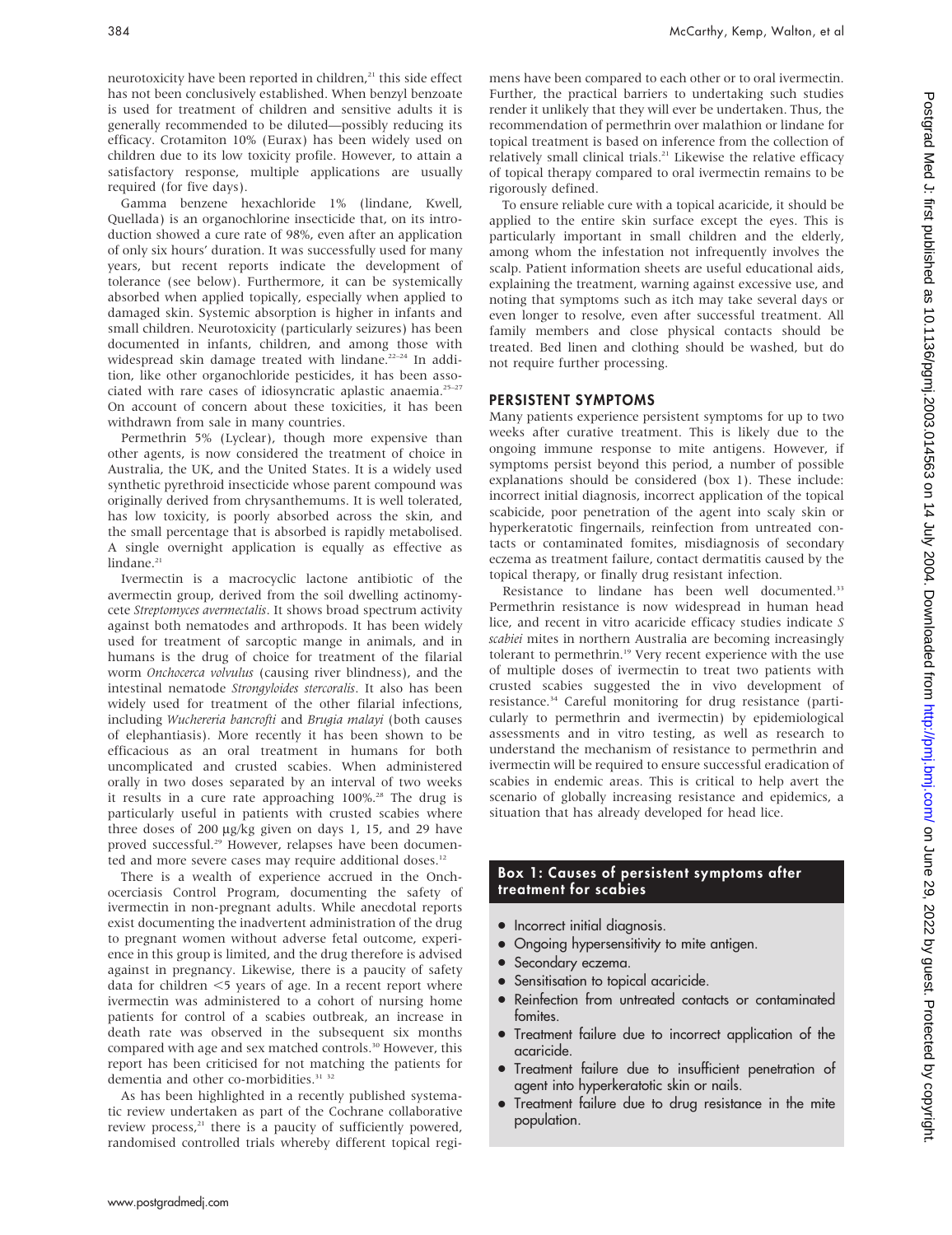neurotoxicity have been reported in children,[21] this side effect has not been conclusively established. When benzyl benzoate is used for treatment of children and sensitive adults it is generally recommended to be diluted—possibly reducing its efficacy. Crotamiton 10% (Eurax) has been widely used on children due to its low toxicity profile. However, to attain a satisfactory response, multiple applications are usually required (for five days).

Gamma benzene hexachloride 1% (lindane, Kwell, Quellada) is an organochlorine insecticide that, on its introduction showed a cure rate of 98%, even after an application of only six hours' duration. It was successfully used for many years, but recent reports indicate the development of tolerance (see below). Furthermore, it can be systemically absorbed when applied topically, especially when applied to damaged skin. Systemic absorption is higher in infants and small children. Neurotoxicity (particularly seizures) has been documented in infants, children, and among those with widespread skin damage treated with lindane.[22–24] In addition, like other organochloride pesticides, it has been associated with rare cases of idiosyncratic aplastic anaemia.[25–27] On account of concern about these toxicities, it has been withdrawn from sale in many countries.

Permethrin 5% (Lyclear), though more expensive than other agents, is now considered the treatment of choice in Australia, the UK, and the United States. It is a widely used synthetic pyrethroid insecticide whose parent compound was originally derived from chrysanthemums. It is well tolerated, has low toxicity, is poorly absorbed across the skin, and the small percentage that is absorbed is rapidly metabolised. A single overnight application is equally as effective as lindane.[21]

Ivermectin is a macrocyclic lactone antibiotic of the avermectin group, derived from the soil dwelling actinomycete *Streptomyces avermectalis*. It shows broad spectrum activity against both nematodes and arthropods. It has been widely used for treatment of sarcoptic mange in animals, and in humans is the drug of choice for treatment of the filarial worm *Onchocerca volvulus* (causing river blindness), and the intestinal nematode *Strongyloides stercoralis*. It also has been widely used for treatment of the other filarial infections, including *Wuchereria bancrofti* and *Brugia malayi* (both causes of elephantiasis). More recently it has been shown to be efficacious as an oral treatment in humans for both uncomplicated and crusted scabies. When administered orally in two doses separated by an interval of two weeks it results in a cure rate approaching 100%.[28] The drug is particularly useful in patients with crusted scabies where three doses of 200 μg/kg given on days 1, 15, and 29 have proved successful.[29] However, relapses have been documented and more severe cases may require additional doses.[12]

There is a wealth of experience accrued in the Onchocerciasis Control Program, documenting the safety of ivermectin in non-pregnant adults. While anecdotal reports exist documenting the inadvertent administration of the drug to pregnant women without adverse fetal outcome, experience in this group is limited, and the drug therefore is advised against in pregnancy. Likewise, there is a paucity of safety data for children <5 years of age. In a recent report where ivermectin was administered to a cohort of nursing home patients for control of a scabies outbreak, an increase in death rate was observed in the subsequent six months compared with age and sex matched controls.[30] However, this report has been criticised for not matching the patients for dementia and other co-morbidities.[31 32]

As has been highlighted in a recently published systematic review undertaken as part of the Cochrane collaborative review process,[21] there is a paucity of sufficiently powered, randomised controlled trials whereby different topical regimens have been compared to each other or to oral ivermectin. Further, the practical barriers to undertaking such studies render it unlikely that they will ever be undertaken. Thus, the recommendation of permethrin over malathion or lindane for topical treatment is based on inference from the collection of relatively small clinical trials.[21] Likewise the relative efficacy of topical therapy compared to oral ivermectin remains to be rigorously defined.

To ensure reliable cure with a topical acaricide, it should be applied to the entire skin surface except the eyes. This is particularly important in small children and the elderly, among whom the infestation not infrequently involves the scalp. Patient information sheets are useful educational aids, explaining the treatment, warning against excessive use, and noting that symptoms such as itch may take several days or even longer to resolve, even after successful treatment. All family members and close physical contacts should be treated. Bed linen and clothing should be washed, but do not require further processing.

## PERSISTENT SYMPTOMS

Many patients experience persistent symptoms for up to two weeks after curative treatment. This is likely due to the ongoing immune response to mite antigens. However, if symptoms persist beyond this period, a number of possible explanations should be considered (box 1). These include: incorrect initial diagnosis, incorrect application of the topical scabicide, poor penetration of the agent into scaly skin or hyperkeratotic fingernails, reinfection from untreated contacts or contaminated fomites, misdiagnosis of secondary eczema as treatment failure, contact dermatitis caused by the topical therapy, or finally drug resistant infection.

Resistance to lindane has been well documented.[33] Permethrin resistance is now widespread in human head lice, and recent in vitro acaricide efficacy studies indicate *S scabiei* mites in northern Australia are becoming increasingly tolerant to permethrin.[19] Very recent experience with the use of multiple doses of ivermectin to treat two patients with crusted scabies suggested the in vivo development of resistance.[34] Careful monitoring for drug resistance (particularly to permethrin and ivermectin) by epidemiological assessments and in vitro testing, as well as research to understand the mechanism of resistance to permethrin and ivermectin will be required to ensure successful eradication of scabies in endemic areas. This is critical to help avert the scenario of globally increasing resistance and epidemics, a situation that has already developed for head lice.

### Box 1: Causes of persistent symptoms after treatment for scabies

- Incorrect initial diagnosis.
- Ongoing hypersensitivity to mite antigen.
- Secondary eczema.
- Sensitisation to topical acaricide.
- Reinfection from untreated contacts or contaminated fomites.
- Treatment failure due to incorrect application of the acaricide.
- Treatment failure due to insufficient penetration of agent into hyperkeratotic skin or nails.
- Treatment failure due to drug resistance in the mite population.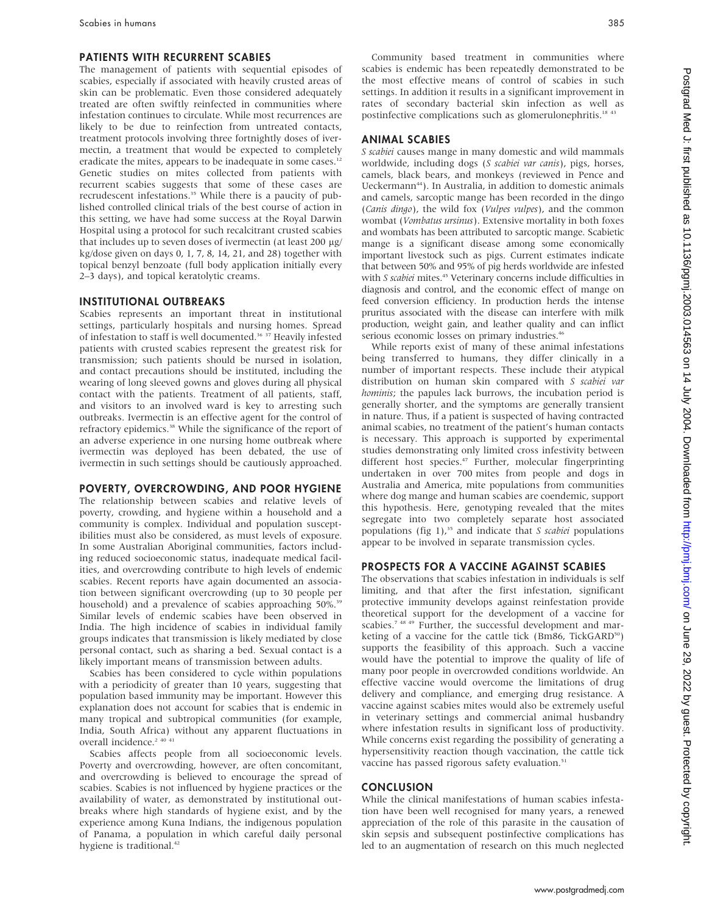## PATIENTS WITH RECURRENT SCABIES

The management of patients with sequential episodes of scabies, especially if associated with heavily crusted areas of skin can be problematic. Even those considered adequately treated are often swiftly reinfected in communities where infestation continues to circulate. While most recurrences are likely to be due to reinfection from untreated contacts, treatment protocols involving three fortnightly doses of ivermectin, a treatment that would be expected to completely eradicate the mites, appears to be inadequate in some cases.[12] Genetic studies on mites collected from patients with recurrent scabies suggests that some of these cases are recrudescent infestations.[35] While there is a paucity of published controlled clinical trials of the best course of action in this setting, we have had some success at the Royal Darwin Hospital using a protocol for such recalcitrant crusted scabies that includes up to seven doses of ivermectin (at least 200 μg/kg/dose given on days 0, 1, 7, 8, 14, 21, and 28) together with topical benzyl benzoate (full body application initially every 2–3 days), and topical keratolytic creams.

## INSTITUTIONAL OUTBREAKS

Scabies represents an important threat in institutional settings, particularly hospitals and nursing homes. Spread of infestation to staff is well documented.[36 37] Heavily infested patients with crusted scabies represent the greatest risk for transmission; such patients should be nursed in isolation, and contact precautions should be instituted, including the wearing of long sleeved gowns and gloves during all physical contact with the patients. Treatment of all patients, staff, and visitors to an involved ward is key to arresting such outbreaks. Ivermectin is an effective agent for the control of refractory epidemics.[38] While the significance of the report of an adverse experience in one nursing home outbreak where ivermectin was deployed has been debated, the use of ivermectin in such settings should be cautiously approached.

## POVERTY, OVERCROWDING, AND POOR HYGIENE

The relationship between scabies and relative levels of poverty, crowding, and hygiene within a household and a community is complex. Individual and population susceptibilities must also be considered, as must levels of exposure. In some Australian Aboriginal communities, factors including reduced socioeconomic status, inadequate medical facilities, and overcrowding contribute to high levels of endemic scabies. Recent reports have again documented an association between significant overcrowding (up to 30 people per household) and a prevalence of scabies approaching 50%.[39] Similar levels of endemic scabies have been observed in India. The high incidence of scabies in individual family groups indicates that transmission is likely mediated by close personal contact, such as sharing a bed. Sexual contact is a likely important means of transmission between adults.

Scabies has been considered to cycle within populations with a periodicity of greater than 10 years, suggesting that population based immunity may be important. However this explanation does not account for scabies that is endemic in many tropical and subtropical communities (for example, India, South Africa) without any apparent fluctuations in overall incidence.[2 40 41]

Scabies affects people from all socioeconomic levels. Poverty and overcrowding, however, are often concomitant, and overcrowding is believed to encourage the spread of scabies. Scabies is not influenced by hygiene practices or the availability of water, as demonstrated by institutional outbreaks where high standards of hygiene exist, and by the experience among Kuna Indians, the indigenous population of Panama, a population in which careful daily personal hygiene is traditional.[42]

Community based treatment in communities where scabies is endemic has been repeatedly demonstrated to be the most effective means of control of scabies in such settings. In addition it results in a significant improvement in rates of secondary bacterial skin infection as well as postinfective complications such as glomerulonephritis.[18 43]

## ANIMAL SCABIES

*S scabiei* causes mange in many domestic and wild mammals worldwide, including dogs (*S scabiei var canis*), pigs, horses, camels, black bears, and monkeys (reviewed in Pence and Ueckermann[44]). In Australia, in addition to domestic animals and camels, sarcoptic mange has been recorded in the dingo (*Canis dingo*), the wild fox (*Vulpes vulpes*), and the common wombat (*Vombatus ursinus*). Extensive mortality in both foxes and wombats has been attributed to sarcoptic mange. Scabietic mange is a significant disease among some economically important livestock such as pigs. Current estimates indicate that between 50% and 95% of pig herds worldwide are infested with *S scabiei* mites.[45] Veterinary concerns include difficulties in diagnosis and control, and the economic effect of mange on feed conversion efficiency. In production herds the intense pruritus associated with the disease can interfere with milk production, weight gain, and leather quality and can inflict serious economic losses on primary industries.[46]

While reports exist of many of these animal infestations being transferred to humans, they differ clinically in a number of important respects. These include their atypical distribution on human skin compared with *S scabiei var hominis*; the papules lack burrows, the incubation period is generally shorter, and the symptoms are generally transient in nature. Thus, if a patient is suspected of having contracted animal scabies, no treatment of the patient's human contacts is necessary. This approach is supported by experimental studies demonstrating only limited cross infestivity between different host species.[47] Further, molecular fingerprinting undertaken in over 700 mites from people and dogs in Australia and America, mite populations from communities where dog mange and human scabies are coendemic, support this hypothesis. Here, genotyping revealed that the mites segregate into two completely separate host associated populations (fig 1),[35] and indicate that *S scabiei* populations appear to be involved in separate transmission cycles.

## PROSPECTS FOR A VACCINE AGAINST SCABIES

The observations that scabies infestation in individuals is self limiting, and that after the first infestation, significant protective immunity develops against reinfestation provide theoretical support for the development of a vaccine for scabies.[7 48 49] Further, the successful development and marketing of a vaccine for the cattle tick (Bm86, TickGARD[50]) supports the feasibility of this approach. Such a vaccine would have the potential to improve the quality of life of many poor people in overcrowded conditions worldwide. An effective vaccine would overcome the limitations of drug delivery and compliance, and emerging drug resistance. A vaccine against scabies mites would also be extremely useful in veterinary settings and commercial animal husbandry where infestation results in significant loss of productivity. While concerns exist regarding the possibility of generating a hypersensitivity reaction though vaccination, the cattle tick vaccine has passed rigorous safety evaluation.[51]

## CONCLUSION

While the clinical manifestations of human scabies infestation have been well recognised for many years, a renewed appreciation of the role of this parasite in the causation of skin sepsis and subsequent postinfective complications has led to an augmentation of research on this much neglected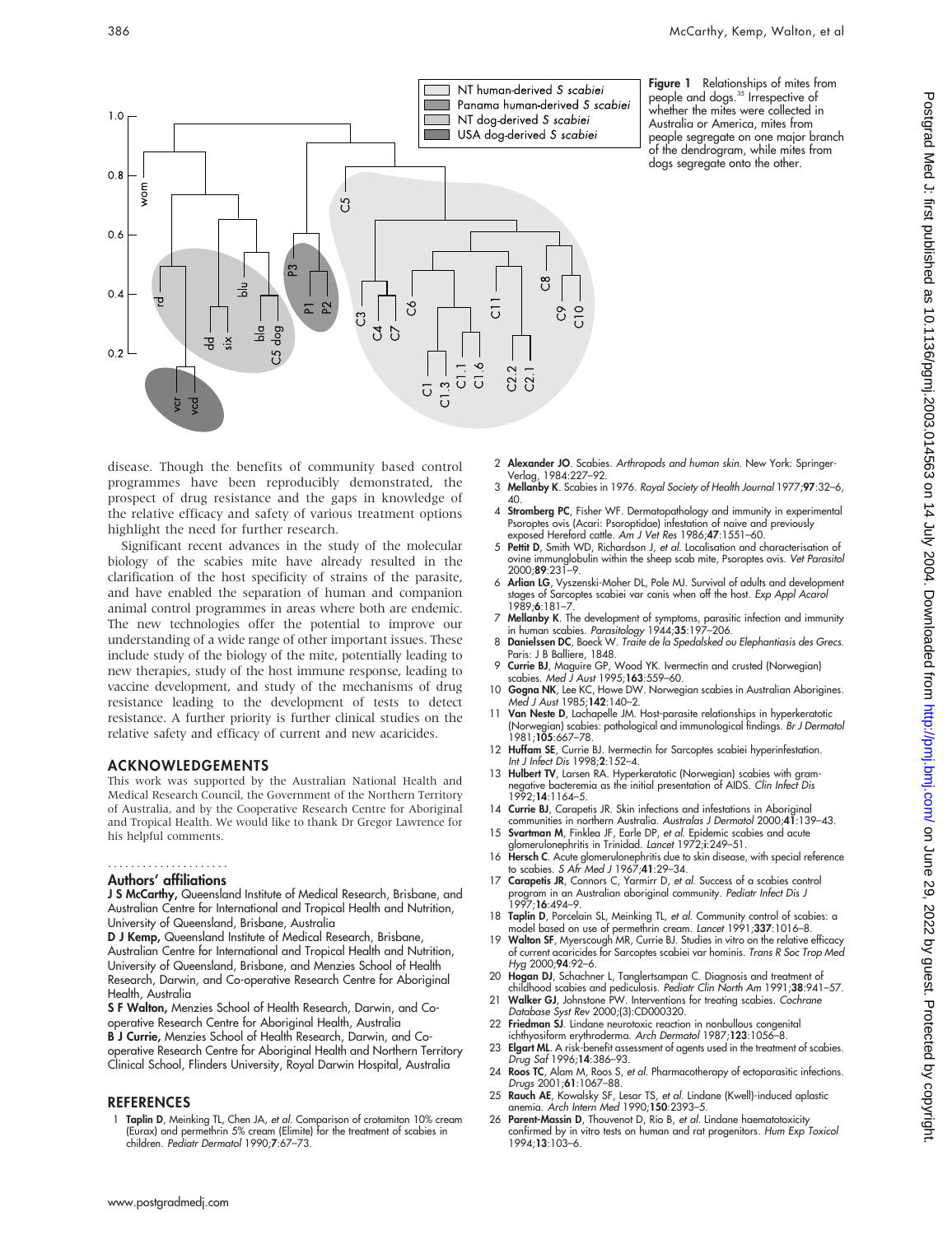NT human-derived S scabiei
Panama human-derived S scabiei
NT dog-derived S scabiei
USA dog-derived S scabiei

1.0
0.8
0.6
0.4
0.2

wom
rd
dd
six
blu
bla
C5 dog
vcr
vcd
P3
P1
P2
C5
C3
C4
C7
C6
C1
C1.3
C1.1
C1.6
C11
C2.2
C2.1
C8
C9
C10

**Figure 1** Relationships of mites from people and dogs.[35] Irrespective of whether the mites were collected in Australia or America, mites from people segregate on one major branch of the dendrogram, while mites from dogs segregate onto the other.

disease. Though the benefits of community based control programmes have been reproducibly demonstrated, the prospect of drug resistance and the gaps in knowledge of the relative efficacy and safety of various treatment options highlight the need for further research.

Significant recent advances in the study of the molecular biology of the scabies mite have already resulted in the clarification of the host specificity of strains of the parasite, and have enabled the separation of human and companion animal control programmes in areas where both are endemic. The new technologies offer the potential to improve our understanding of a wide range of other important issues. These include study of the biology of the mite, potentially leading to new therapies, study of the host immune response, leading to vaccine development, and study of the mechanisms of drug resistance leading to the development of tests to detect resistance. A further priority is further clinical studies on the relative safety and efficacy of current and new acaricides.

## ACKNOWLEDGEMENTS

This work was supported by the Australian National Health and Medical Research Council, the Government of the Northern Territory of Australia, and by the Cooperative Research Centre for Aboriginal and Tropical Health. We would like to thank Dr Gregor Lawrence for his helpful comments.

### Authors' affiliations

**J S McCarthy,** Queensland Institute of Medical Research, Brisbane, and Australian Centre for International and Tropical Health and Nutrition, University of Queensland, Brisbane, Australia

**D J Kemp,** Queensland Institute of Medical Research, Brisbane, Australian Centre for International and Tropical Health and Nutrition, University of Queensland, Brisbane, and Menzies School of Health Research, Darwin, and Co-operative Research Centre for Aboriginal Health, Australia

**S F Walton,** Menzies School of Health Research, Darwin, and Co-operative Research Centre for Aboriginal Health, Australia

**B J Currie,** Menzies School of Health Research, Darwin, and Co-operative Research Centre for Aboriginal Health and Northern Territory Clinical School, Flinders University, Royal Darwin Hospital, Australia

## REFERENCES

1 **Taplin D**, Meinking TL, Chen JA, *et al*. Comparison of crotamiton 10% cream (Eurax) and permethrin 5% cream (Elimite) for the treatment of scabies in children. *Pediatr Dermatol* 1990;**7**:67–73.
2 **Alexander JO**. Scabies. *Arthropods and human skin*. New York: Springer-Verlag, 1984:227–92.
3 **Mellanby K**. Scabies in 1976. *Royal Society of Health Journal* 1977;**97**:32–6, 40.
4 **Stromberg PC**, Fisher WF. Dermatopathology and immunity in experimental Psoroptes ovis (Acari: Psoroptidae) infestation of naive and previously exposed Hereford cattle. *Am J Vet Res* 1986;**47**:1551–60.
5 **Pettit D**, Smith WD, Richardson J, *et al*. Localisation and characterisation of ovine immunglobulin within the sheep scab mite, Psoroptes ovis. *Vet Parasitol* 2000;**89**:231–9.
6 **Arlian LG**, Vyszenski-Moher DL, Pole MJ. Survival of adults and development stages of Sarcoptes scabiei var canis when off the host. *Exp Appl Acarol* 1989;**6**:181–7.
7 **Mellanby K**. The development of symptoms, parasitic infection and immunity in human scabies. *Parasitology* 1944;**35**:197–206.
8 **Danielssen DC**, Boeck W. *Traite de la Spedalsked ou Elephantiasis des Grecs*. Paris: J B Balliere, 1848.
9 **Currie BJ**, Maguire GP, Wood YK. Ivermectin and crusted (Norwegian) scabies. *Med J Aust* 1995;**163**:559–60.
10 **Gogna NK**, Lee KC, Howe DW. Norwegian scabies in Australian Aborigines. *Med J Aust* 1985;**142**:140–2.
11 **Van Neste D**, Lachapelle JM. Host-parasite relationships in hyperkeratotic (Norwegian) scabies: pathological and immunological findings. *Br J Dermatol* 1981;**105**:667–78.
12 **Huffam SE**, Currie BJ. Ivermectin for Sarcoptes scabiei hyperinfestation. *Int J Infect Dis* 1998;**2**:152–4.
13 **Hulbert TV**, Larsen RA. Hyperkeratotic (Norwegian) scabies with gram-negative bacteremia as the initial presentation of AIDS. *Clin Infect Dis* 1992;**14**:1164–5.
14 **Currie BJ**, Carapetis JR. Skin infections and infestations in Aboriginal communities in northern Australia. *Australas J Dermatol* 2000;**41**:139–43.
15 **Svartman M**, Finklea JF, Earle DP, *et al*. Epidemic scabies and acute glomerulonephritis in Trinidad. *Lancet* 1972;**i**:249–51.
16 **Hersch C**. Acute glomerulonephritis due to skin disease, with special reference to scabies. *S Afr Med J* 1967;**41**:29–34.
17 **Carapetis JR**, Connors C, Yarmirr D, *et al*. Success of a scabies control program in an Australian aboriginal community. *Pediatr Infect Dis J* 1997;**16**:494–9.
18 **Taplin D**, Porcelain SL, Meinking TL, *et al*. Community control of scabies: a model based on use of permethrin cream. *Lancet* 1991;**337**:1016–8.
19 **Walton SF**, Myerscough MR, Currie BJ. Studies in vitro on the relative efficacy of current acaricides for Sarcoptes scabiei var hominis. *Trans R Soc Trop Med Hyg* 2000;**94**:92–6.
20 **Hogan DJ**, Schachner L, Tanglertsampan C. Diagnosis and treatment of childhood scabies and pediculosis. *Pediatr Clin North Am* 1991;**38**:941–57.
21 **Walker GJ**, Johnstone PW. Interventions for treating scabies. *Cochrane Database Syst Rev* 2000;(3):CD000320.
22 **Friedman SJ**. Lindane neurotoxic reaction in nonbullous congenital ichthyosiform erythroderma. *Arch Dermatol* 1987;**123**:1056–8.
23 **Elgart ML**. A risk-benefit assessment of agents used in the treatment of scabies. *Drug Saf* 1996;**14**:386–93.
24 **Roos TC**, Alam M, Roos S, *et al*. Pharmacotherapy of ectoparasitic infections. *Drugs* 2001;**61**:1067–88.
25 **Rauch AE**, Kowalsky SF, Lesar TS, *et al*. Lindane (Kwell)-induced aplastic anemia. *Arch Intern Med* 1990;**150**:2393–5.
26 **Parent-Massin D**, Thouvenot D, Rio B, *et al*. Lindane haematotoxicity confirmed by in vitro tests on human and rat progenitors. *Hum Exp Toxicol* 1994;**13**:103–6.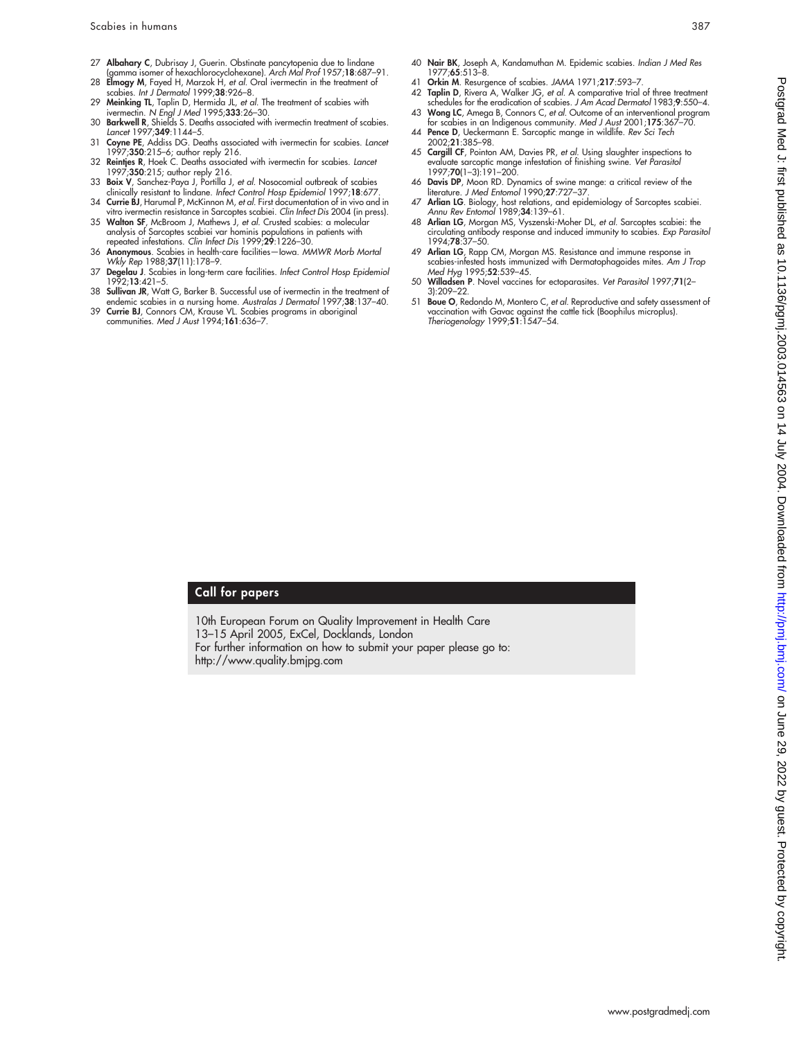27 **Albahary C**, Dubrisay J, Guerin. Obstinate pancytopenia due to lindane (gamma isomer of hexachlorocyclohexane). *Arch Mal Prof* 1957;**18**:687–91.

28 **Elmogy M**, Fayed H, Marzok H, *et al*. Oral ivermectin in the treatment of scabies. *Int J Dermatol* 1999;**38**:926–8.

29 **Meinking TL**, Taplin D, Hermida JL, *et al*. The treatment of scabies with ivermectin. *N Engl J Med* 1995;**333**:26–30.

30 **Barkwell R**, Shields S. Deaths associated with ivermectin treatment of scabies. *Lancet* 1997;**349**:1144–5.

31 **Coyne PE**, Addiss DG. Deaths associated with ivermectin for scabies. *Lancet* 1997;**350**:215–6; author reply 216.

32 **Reintjes R**, Hoek C. Deaths associated with ivermectin for scabies. *Lancet* 1997;**350**:215; author reply 216.

33 **Boix V**, Sanchez-Paya J, Portilla J, *et al*. Nosocomial outbreak of scabies clinically resistant to lindane. *Infect Control Hosp Epidemiol* 1997;**18**:677.

34 **Currie BJ**, Harumal P, McKinnon M, *et al*. First documentation of in vivo and in vitro ivermectin resistance in Sarcoptes scabiei. *Clin Infect Dis* 2004 (in press).

35 **Walton SF**, McBroom J, Mathews J, *et al*. Crusted scabies: a molecular analysis of Sarcoptes scabiei var hominis populations in patients with repeated infestations. *Clin Infect Dis* 1999;**29**:1226–30.

36 **Anonymous**. Scabies in health-care facilities—Iowa. *MMWR Morb Mortal Wkly Rep* 1988;**37**(11):178–9.

37 **Degelau J**. Scabies in long-term care facilities. *Infect Control Hosp Epidemiol* 1992;**13**:421–5.

38 **Sullivan JR**, Watt G, Barker B. Successful use of ivermectin in the treatment of endemic scabies in a nursing home. *Australas J Dermatol* 1997;**38**:137–40.

39 **Currie BJ**, Connors CM, Krause VL. Scabies programs in aboriginal communities. *Med J Aust* 1994;**161**:636–7.

40 **Nair BK**, Joseph A, Kandamuthan M. Epidemic scabies. *Indian J Med Res* 1977;**65**:513–8.

41 **Orkin M**. Resurgence of scabies. *JAMA* 1971;**217**:593–7.

42 **Taplin D**, Rivera A, Walker JG, *et al*. A comparative trial of three treatment schedules for the eradication of scabies. *J Am Acad Dermatol* 1983;**9**:550–4.

43 **Wong LC**, Amega B, Connors C, *et al*. Outcome of an interventional program for scabies in an Indigenous community. *Med J Aust* 2001;**175**:367–70.

44 **Pence D**, Ueckermann E. Sarcoptic mange in wildlife. *Rev Sci Tech* 2002;**21**:385–98.

45 **Cargill CF**, Pointon AM, Davies PR, *et al*. Using slaughter inspections to evaluate sarcoptic mange infestation of finishing swine. *Vet Parasitol* 1997;**70**(1–3):191–200.

46 **Davis DP**, Moon RD. Dynamics of swine mange: a critical review of the literature. *J Med Entomol* 1990;**27**:727–37.

47 **Arlian LG**. Biology, host relations, and epidemiology of Sarcoptes scabiei. *Annu Rev Entomol* 1989;**34**:139–61.

48 **Arlian LG**, Morgan MS, Vyszenski-Moher DL, *et al*. Sarcoptes scabiei: the circulating antibody response and induced immunity to scabies. *Exp Parasitol* 1994;**78**:37–50.

49 **Arlian LG**, Rapp CM, Morgan MS. Resistance and immune response in scabies-infested hosts immunized with Dermatophagoides mites. *Am J Trop Med Hyg* 1995;**52**:539–45.

50 **Willadsen P**. Novel vaccines for ectoparasites. *Vet Parasitol* 1997;**71**(2–3):209–22.

51 **Boue O**, Redondo M, Montero C, *et al*. Reproductive and safety assessment of vaccination with Gavac against the cattle tick (Boophilus microplus). *Theriogenology* 1999;**51**:1547–54.

## Call for papers

10th European Forum on Quality Improvement in Health Care
13–15 April 2005, ExCel, Docklands, London
For further information on how to submit your paper please go to:
http://www.quality.bmjpg.com